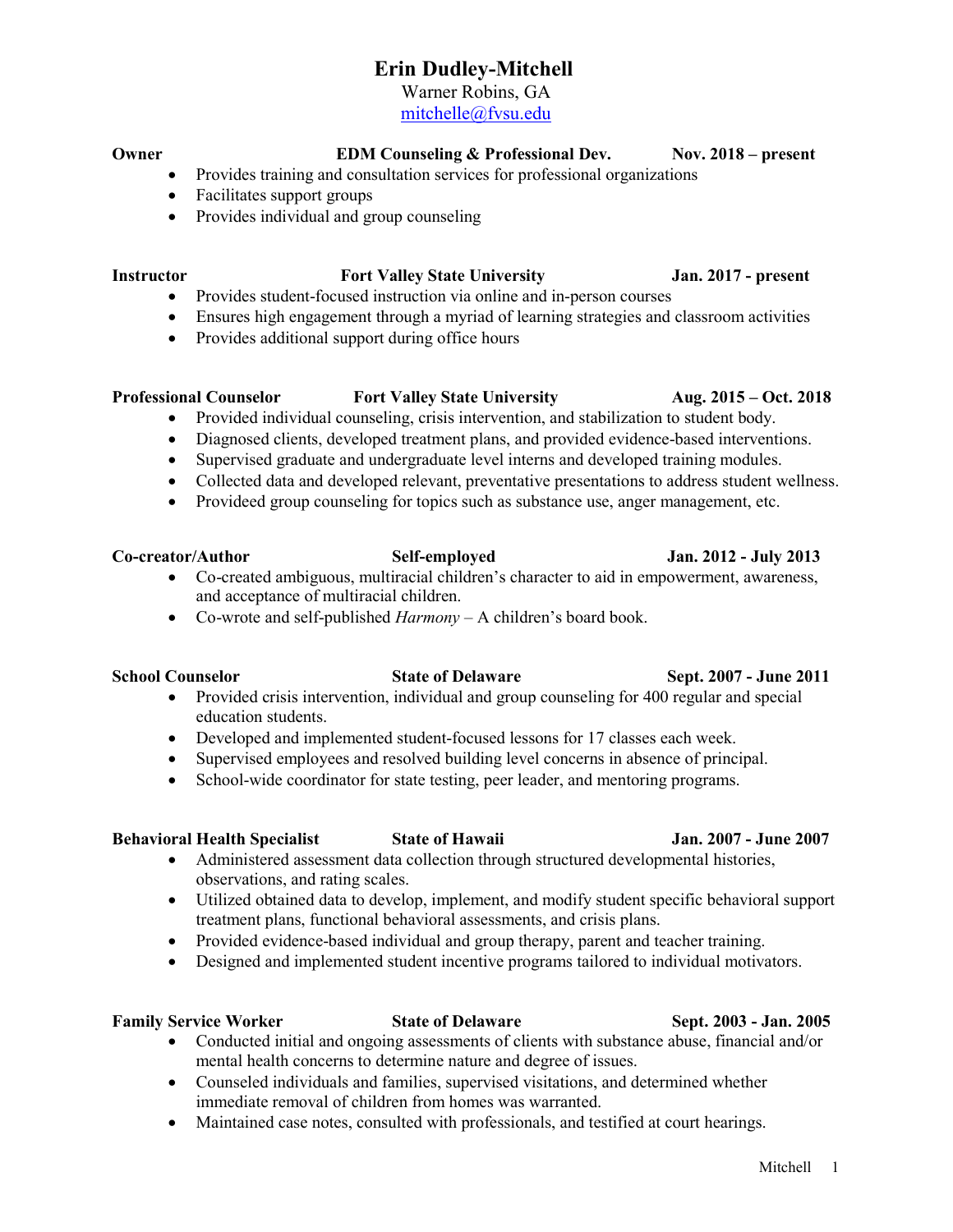# Erin Dudley-Mitchell

Warner Robins, GA
mitchelle@fvsu.edu

**Owner** | **EDM Counseling & Professional Dev.** | **Nov. 2018 – present**

- Provides training and consultation services for professional organizations
- Facilitates support groups
- Provides individual and group counseling

**Instructor** | **Fort Valley State University** | **Jan. 2017 - present**

- Provides student-focused instruction via online and in-person courses
- Ensures high engagement through a myriad of learning strategies and classroom activities
- Provides additional support during office hours

**Professional Counselor** | **Fort Valley State University** | **Aug. 2015 – Oct. 2018**

- Provided individual counseling, crisis intervention, and stabilization to student body.
- Diagnosed clients, developed treatment plans, and provided evidence-based interventions.
- Supervised graduate and undergraduate level interns and developed training modules.
- Collected data and developed relevant, preventative presentations to address student wellness.
- Provideed group counseling for topics such as substance use, anger management, etc.

**Co-creator/Author** | **Self-employed** | **Jan. 2012 - July 2013**

- Co-created ambiguous, multiracial children's character to aid in empowerment, awareness, and acceptance of multiracial children.
- Co-wrote and self-published *Harmony* – A children's board book.

**School Counselor** | **State of Delaware** | **Sept. 2007 - June 2011**

- Provided crisis intervention, individual and group counseling for 400 regular and special education students.
- Developed and implemented student-focused lessons for 17 classes each week.
- Supervised employees and resolved building level concerns in absence of principal.
- School-wide coordinator for state testing, peer leader, and mentoring programs.

**Behavioral Health Specialist** | **State of Hawaii** | **Jan. 2007 - June 2007**

- Administered assessment data collection through structured developmental histories, observations, and rating scales.
- Utilized obtained data to develop, implement, and modify student specific behavioral support treatment plans, functional behavioral assessments, and crisis plans.
- Provided evidence-based individual and group therapy, parent and teacher training.
- Designed and implemented student incentive programs tailored to individual motivators.

**Family Service Worker** | **State of Delaware** | **Sept. 2003 - Jan. 2005**

- Conducted initial and ongoing assessments of clients with substance abuse, financial and/or mental health concerns to determine nature and degree of issues.
- Counseled individuals and families, supervised visitations, and determined whether immediate removal of children from homes was warranted.
- Maintained case notes, consulted with professionals, and testified at court hearings.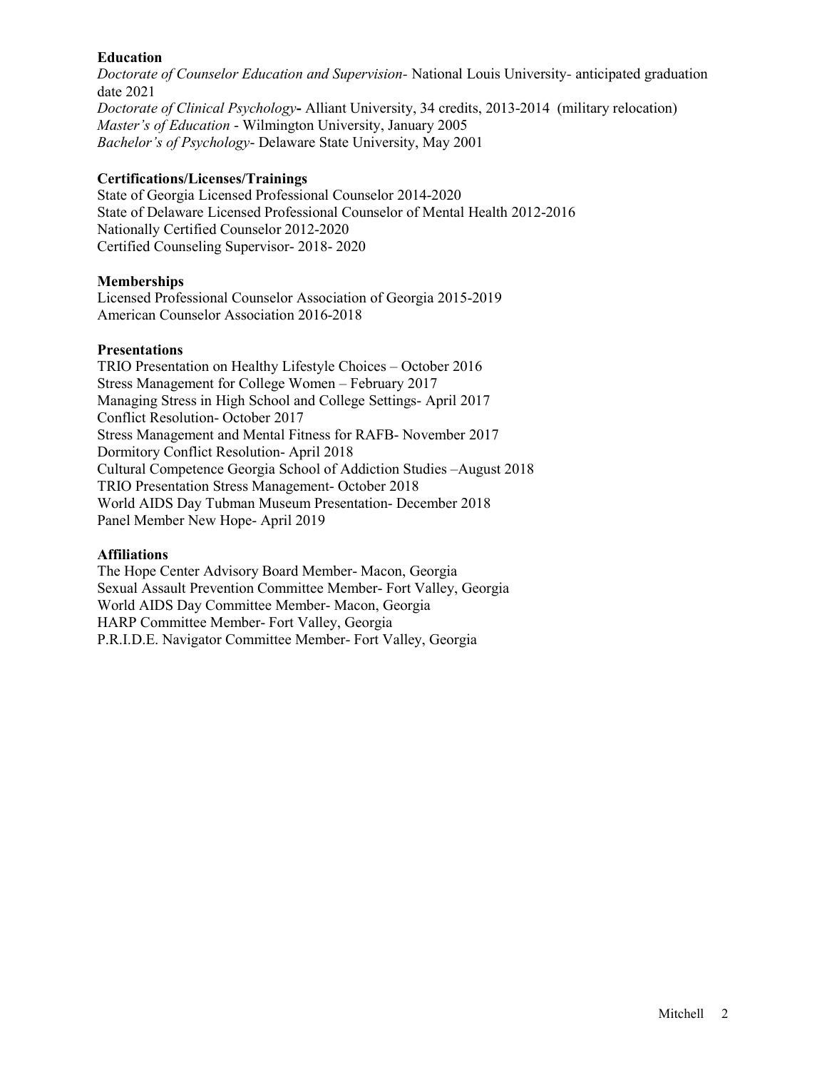**Education**

*Doctorate of Counselor Education and Supervision*- National Louis University- anticipated graduation date 2021
*Doctorate of Clinical Psychology***-** Alliant University, 34 credits, 2013-2014 (military relocation)
*Master's of Education* - Wilmington University, January 2005
*Bachelor's of Psychology*- Delaware State University, May 2001

**Certifications/Licenses/Trainings**

State of Georgia Licensed Professional Counselor 2014-2020
State of Delaware Licensed Professional Counselor of Mental Health 2012-2016
Nationally Certified Counselor 2012-2020
Certified Counseling Supervisor- 2018- 2020

**Memberships**

Licensed Professional Counselor Association of Georgia 2015-2019
American Counselor Association 2016-2018

**Presentations**

TRIO Presentation on Healthy Lifestyle Choices – October 2016
Stress Management for College Women – February 2017
Managing Stress in High School and College Settings- April 2017
Conflict Resolution- October 2017
Stress Management and Mental Fitness for RAFB- November 2017
Dormitory Conflict Resolution- April 2018
Cultural Competence Georgia School of Addiction Studies –August 2018
TRIO Presentation Stress Management- October 2018
World AIDS Day Tubman Museum Presentation- December 2018
Panel Member New Hope- April 2019

**Affiliations**

The Hope Center Advisory Board Member- Macon, Georgia
Sexual Assault Prevention Committee Member- Fort Valley, Georgia
World AIDS Day Committee Member- Macon, Georgia
HARP Committee Member- Fort Valley, Georgia
P.R.I.D.E. Navigator Committee Member- Fort Valley, Georgia